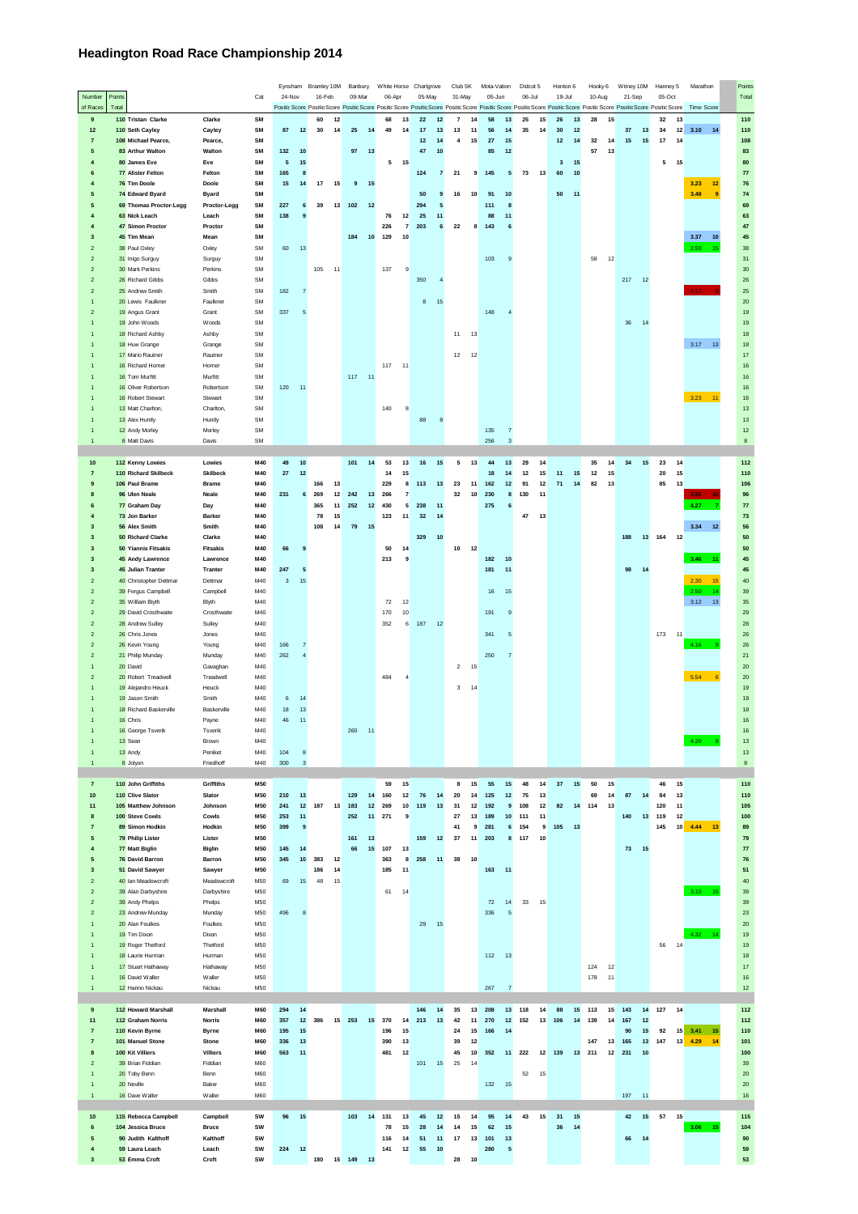# Headington Road Race Championship 2014

| Number of Races | Points Total | Name | Surname | Cat | Eynsham 24-Nov | | Bramley 10M 16-Feb | | Banbury 09-Mar | | White Horse 06-Apr | | Chartgrove 05-May | | Club 5K 31-May | | Mota-Vation 05-Jun | | Didcot 5 06-Jul | | Honton 6 19-Jul | | Hooky 6 10-Aug | | Witney 10M 21-Sep | | Hanney 5 05-Oct | | Marathon | | Points Total |
|---|---|---|---|---|---|---|---|---|---|---|---|---|---|---|---|---|---|---|---|---|---|---|---|---|---|---|---|---|---|---|---|
| | | | | | Position | Score | Position | Score | Position | Score | Position | Score | Position | Score | Position | Score | Position | Score | Position | Score | Position | Score | Position | Score | Position | Score | Position | Score | Time | Score | |
| 9 | 110 | Tristan Clarke | Clarke | SM | | | 60 | 12 | | | 68 | 13 | 22 | 12 | 7 | 14 | 58 | 13 | 25 | 15 | 26 | 13 | 28 | 15 | | | 32 | 13 | | | 110 |
| 12 | 110 | Seth Cayley | Cayley | SM | 87 | 12 | 30 | 14 | 25 | 14 | 49 | 14 | 17 | 13 | 13 | 11 | 56 | 14 | 35 | 14 | 30 | 12 | | | 37 | 13 | 34 | 12 | 3.10 | 14 | 110 |
| 7 | 108 | Michael Pearce, | Pearce, | SM | | | | | | | | | 12 | 14 | 4 | 15 | 27 | 15 | | | 12 | 14 | 32 | 14 | 15 | 15 | 17 | 14 | | | 108 |
| 5 | 83 | Arthur Walton | Walton | SM | 132 | 10 | | | 97 | 13 | | | 47 | 10 | | | 85 | 12 | | | | | 57 | 13 | | | | | | | 83 |
| 4 | 80 | James Eve | Eve | SM | 5 | 15 | | | | | 5 | 15 | | | | | | | | | 3 | 15 | | | | | 5 | 15 | | | 80 |
| 6 | 77 | Alister Felton | Felton | SM | 165 | 8 | | | | | | | 124 | 7 | 21 | 9 | 145 | 5 | 73 | 13 | 60 | 10 | | | | | | | | | 77 |
| 4 | 76 | Tim Doole | Doole | SM | 15 | 14 | 17 | 15 | 9 | 15 | | | | | | | | | | | | | | | | | | | 3.23 | 12 | 76 |
| 5 | 74 | Edward Byard | Byard | SM | | | | | | | | | 50 | 9 | 16 | 10 | 91 | 10 | | | 50 | 11 | | | | | | | 3.48 | 9 | 74 |
| 5 | 69 | Thomas Proctor-Legg | Proctor-Legg | SM | 227 | 6 | 39 | 13 | 102 | 12 | | | 294 | 5 | | | 111 | 8 | | | | | | | | | | | | | 69 |
| 4 | 63 | Nick Leach | Leach | SM | 138 | 9 | | | | | 76 | 12 | 25 | 11 | | | 88 | 11 | | | | | | | | | | | | | 63 |
| 4 | 47 | Simon Proctor | Proctor | SM | | | | | | | 226 | 7 | 203 | 6 | 22 | 8 | 143 | 6 | | | | | | | | | | | | | 47 |
| 3 | 45 | Tim Mean | Mean | SM | | | | | 184 | 10 | 129 | 10 | | | | | | | | | | | | | | | | | 3.37 | 10 | 45 |
| 2 | 38 | Paul Oxley | Oxley | SM | 60 | 13 | | | | | | | | | | | | | | | | | | | | | | | 2.59 | 15 | 38 |
| 2 | 31 | Inigo Surguy | Surguy | SM | | | | | | | | | | | | | 103 | 9 | | | | | 58 | 12 | | | | | | | 31 |
| 2 | 30 | Mark Perkins | Perkins | SM | | | 105 | 11 | | | 137 | 9 | | | | | | | | | | | | | | | | | | | 30 |
| 2 | 26 | Richard Gibbs | Gibbs | SM | | | | | | | | | 350 | 4 | | | | | | | | | | | 217 | 12 | | | | | 26 |
| 2 | 25 | Andrew Smith | Smith | SM | 182 | 7 | | | | | | | | | | | | | | | | | | | | | | | 4.17 | 8 | 25 |
| 1 | 20 | Lewis Faulkner | Faulkner | SM | | | | | | | | | 8 | 15 | | | | | | | | | | | | | | | | | 20 |
| 2 | 19 | Angus Grant | Grant | SM | 337 | 5 | | | | | | | | | | | 148 | 4 | | | | | | | | | | | | | 19 |
| 1 | 19 | John Woods | Woods | SM | | | | | | | | | | | | | | | | | | | | | 36 | 14 | | | | | 19 |
| 1 | 18 | Richard Ashby | Ashby | SM | | | | | | | | | | | 11 | 13 | | | | | | | | | | | | | | | 18 |
| 1 | 18 | Huw Grange | Grange | SM | | | | | | | | | | | | | | | | | | | | | | | | | 3.17 | 13 | 18 |
| 1 | 17 | Mario Rautner | Rautner | SM | | | | | | | | | | | 12 | 12 | | | | | | | | | | | | | | | 17 |
| 1 | 16 | Richard Horner | Homer | SM | | | | | | | 117 | 11 | | | | | | | | | | | | | | | | | | | 16 |
| 1 | 16 | Tom Murfitt | Murfitt | SM | | | | | 117 | 11 | | | | | | | | | | | | | | | | | | | | | 16 |
| 1 | 16 | Oliver Robertson | Robertson | SM | 120 | 11 | | | | | | | | | | | | | | | | | | | | | | | | | 16 |
| 1 | 16 | Robert Stewart | Stewart | SM | | | | | | | | | | | | | | | | | | | | | | | | | 3.23 | 11 | 16 |
| 1 | 13 | Matt Charlton, | Charlton, | SM | | | | | | | 140 | 8 | | | | | | | | | | | | | | | | | | | 13 |
| 1 | 13 | Alex Huntly | Huntly | SM | | | | | | | | | 88 | 8 | | | | | | | | | | | | | | | | | 13 |
| 1 | 12 | Andy Morley | Morley | SM | | | | | | | | | | | | | 135 | 7 | | | | | | | | | | | | | 12 |
| 1 | 8 | Matt Davis | Davis | SM | | | | | | | | | | | | | 256 | 3 | | | | | | | | | | | | | 8 |
| 10 | 112 | Kenny Lowles | Lowles | M40 | 49 | 10 | | | 101 | 14 | 53 | 13 | 16 | 15 | 5 | 13 | 44 | 13 | 29 | 14 | | | 35 | 14 | 34 | 15 | 23 | 14 | | | 112 |
| 7 | 110 | Richard Skilbeck | Skilbeck | M40 | 27 | 12 | | | | | 14 | 15 | | | | | 18 | 14 | 12 | 15 | 11 | 15 | 12 | 15 | | | 20 | 15 | | | 110 |
| 9 | 106 | Paul Brame | Brame | M40 | | | 166 | 13 | | | 229 | 8 | 113 | 13 | 23 | 11 | 162 | 12 | 91 | 12 | 71 | 14 | 82 | 13 | | | 85 | 13 | | | 106 |
| 8 | 96 | Ulen Neale | Neale | M40 | 231 | 6 | 269 | 12 | 242 | 13 | 266 | 7 | | | 32 | 10 | 230 | 8 | 130 | 11 | | | | | | | | | 3.55 | 10 | 96 |
| 6 | 77 | Graham Day | Day | M40 | | | 365 | 11 | 252 | 12 | 430 | 5 | 238 | 11 | | | 275 | 6 | | | | | | | | | | | 4.27 | 7 | 77 |
| 4 | 73 | Jon Barker | Barker | M40 | | | 78 | 15 | | | 123 | 11 | 32 | 14 | | | | | 47 | 13 | | | | | | | | | | | 73 |
| 3 | 56 | Alex Smith | Smith | M40 | | | 108 | 14 | 79 | 15 | | | | | | | | | | | | | | | | | | | 3.34 | 12 | 56 |
| 3 | 50 | Richard Clarke | Clarke | M40 | | | | | | | | | 329 | 10 | | | | | | | | | | | 188 | 13 | 164 | 12 | | | 50 |
| 3 | 50 | Yiannis Fitsakis | Fitsakis | M40 | 66 | 9 | | | | | 50 | 14 | | | 10 | 12 | | | | | | | | | | | | | | | 50 |
| 3 | 45 | Andy Lawrence | Lawrence | M40 | | | | | | | 213 | 9 | | | | | 182 | 10 | | | | | | | | | | | 3.46 | 11 | 45 |
| 3 | 45 | Julian Tranter | Tranter | M40 | 247 | 5 | | | | | | | | | | | 181 | 11 | | | | | | | 98 | 14 | | | | | 45 |
| 2 | 40 | Christopher Dettmar | Dettmar | M40 | 3 | 15 | | | | | | | | | | | | | | | | | | | | | | | 2.30 | 15 | 40 |
| 2 | 39 | Fergus Campbell | Campbell | M40 | | | | | | | | | | | | | 16 | 15 | | | | | | | | | | | 2.50 | 14 | 39 |
| 2 | 35 | William Blyth | Blyth | M40 | | | | | | | 72 | 12 | | | | | | | | | | | | | | | | | 3.12 | 13 | 35 |
| 2 | 29 | David Crosthwaite | Crosthwaite | M40 | | | | | | | 170 | 10 | | | | | 191 | 9 | | | | | | | | | | | | | 29 |
| 2 | 28 | Andrew Sulley | Sulley | M40 | | | | | | | 352 | 6 | 187 | 12 | | | | | | | | | | | | | | | | | 28 |
| 2 | 26 | Chris Jones | Jones | M40 | | | | | | | | | | | | | 341 | 5 | | | | | | | | | 173 | 11 | | | 26 |
| 2 | 26 | Kevin Young | Young | M40 | 166 | 7 | | | | | | | | | | | | | | | | | | | | | | | 4.16 | 9 | 26 |
| 2 | 21 | Philip Munday | Munday | M40 | 262 | 4 | | | | | | | | | | | 250 | 7 | | | | | | | | | | | | | 21 |
| 1 | 20 | David | Gavaghan | M40 | | | | | | | | | | | 2 | 15 | | | | | | | | | | | | | | | 20 |
| 2 | 20 | Robert Treadwell | Treadwell | M40 | | | | | | | 484 | 4 | | | | | | | | | | | | | | | | | 5.54 | 6 | 20 |
| 1 | 19 | Alejandro Heuck | Heuck | M40 | | | | | | | | | | | 3 | 14 | | | | | | | | | | | | | | | 19 |
| 1 | 19 | Jason Smith | Smith | M40 | 6 | 14 | | | | | | | | | | | | | | | | | | | | | | | | | 19 |
| 1 | 18 | Richard Baskerville | Baskerville | M40 | 18 | 13 | | | | | | | | | | | | | | | | | | | | | | | | | 18 |
| 1 | 16 | Chris | Payne | M40 | 46 | 11 | | | | | | | | | | | | | | | | | | | | | | | | | 16 |
| 1 | 16 | George Tsverik | Tsverik | M40 | | | | | 260 | 11 | | | | | | | | | | | | | | | | | | | | | 16 |
| 1 | 13 | Sean | Brown | M40 | | | | | | | | | | | | | | | | | | | | | | | | | 4.20 | 8 | 13 |
| 1 | 13 | Andy | Peniket | M40 | 104 | 8 | | | | | | | | | | | | | | | | | | | | | | | | | 13 |
| 1 | 8 | Jolyon | Friedhoff | M40 | 300 | 3 | | | | | | | | | | | | | | | | | | | | | | | | | 8 |
| 7 | 110 | John Griffiths | Griffiths | M50 | | | | | | | 59 | 15 | | | 8 | 15 | 55 | 15 | 48 | 14 | 37 | 15 | 50 | 15 | | | 46 | 15 | | | 110 |
| 10 | 110 | Clive Slator | Slator | M50 | 210 | 13 | | | 129 | 14 | 160 | 12 | 76 | 14 | 20 | 14 | 125 | 12 | 75 | 13 | | | 69 | 14 | 87 | 14 | 84 | 13 | | | 110 |
| 11 | 105 | Matthew Johnson | Johnson | M50 | 241 | 12 | 187 | 13 | 183 | 12 | 269 | 10 | 119 | 13 | 31 | 12 | 192 | 9 | 108 | 12 | 82 | 14 | 114 | 13 | | | 120 | 11 | | | 105 |
| 8 | 100 | Steve Cowls | Cowls | M50 | 253 | 11 | | | 252 | 11 | 271 | 9 | | | 27 | 13 | 189 | 10 | 111 | 11 | | | | | 140 | 13 | 119 | 12 | | | 100 |
| 8 | 89 | Simon Hodkin | Hodkin | M50 | 399 | 9 | | | | | | | | | 41 | 9 | 281 | 6 | 154 | 9 | 105 | 13 | | | | | 145 | 10 | 4.44 | 13 | 89 |
| 5 | 79 | Philip Lister | Lister | M50 | | | | | 161 | 13 | | | 159 | 12 | 37 | 11 | 203 | 8 | 117 | 10 | | | | | | | | | | | 79 |
| 4 | 77 | Matt Biglin | Biglin | M50 | 145 | 14 | | | 66 | 15 | 107 | 13 | | | | | | | | | | | | | 73 | 15 | | | | | 77 |
| 5 | 76 | David Barron | Barron | M50 | 345 | 10 | 383 | 12 | | | 363 | 8 | 258 | 11 | 38 | 10 | | | | | | | | | | | | | | | 76 |
| 3 | 51 | David Sawyer | Sawyer | M50 | | | 186 | 14 | | | 185 | 11 | | | | | 163 | 11 | | | | | | | | | | | | | 51 |
| 2 | 40 | Ian Meadowcroft | Meadowcroft | M50 | 69 | 15 | 48 | 15 | | | | | | | | | | | | | | | | | | | | | | | 40 |
| 2 | 39 | Alan Darbyshire | Darbyshire | M50 | | | | | | | 61 | 14 | | | | | | | | | | | | | | | | | 3.10 | 15 | 39 |
| 2 | 39 | Andy Phelps | Phelps | M50 | | | | | | | | | | | | | 72 | 14 | 33 | 15 | | | | | | | | | | | 39 |
| 2 | 23 | Andrew Munday | Munday | M50 | 496 | 8 | | | | | | | | | | | 336 | 5 | | | | | | | | | | | | | 23 |
| 1 | 20 | Alan Foulkes | Foulkes | M50 | | | | | | | | | 29 | 15 | | | | | | | | | | | | | | | | | 20 |
| 1 | 19 | Tim Dixon | Dixon | M50 | | | | | | | | | | | | | | | | | | | | | | | | | 4.32 | 14 | 19 |
| 1 | 19 | Roger Thetford | Thetford | M50 | | | | | | | | | | | | | | | | | | | | | | | 56 | 14 | | | 19 |
| 1 | 18 | Laurie Hurman | Hurman | M50 | | | | | | | | | | | | | 112 | 13 | | | | | | | | | | | | | 18 |
| 1 | 17 | Stuart Hathaway | Hathaway | M50 | | | | | | | | | | | | | | | | | | | 124 | 12 | | | | | | | 17 |
| 1 | 16 | David Waller | Waller | M50 | | | | | | | | | | | | | | | | | | | 178 | 11 | | | | | | | 16 |
| 1 | 12 | Hanno Nickau | Nickau | M50 | | | | | | | | | | | | | 267 | 7 | | | | | | | | | | | | | 12 |
| 9 | 112 | Howard Marshall | Marshall | M60 | 294 | 14 | | | | | | | 146 | 14 | 35 | 13 | 208 | 13 | 118 | 14 | 88 | 15 | 113 | 15 | 143 | 14 | 127 | 14 | | | 112 |
| 11 | 112 | Graham Norris | Norris | M60 | 357 | 12 | 386 | 15 | 253 | 15 | 370 | 14 | 213 | 13 | 42 | 11 | 270 | 12 | 152 | 13 | 106 | 14 | 139 | 14 | 167 | 12 | | | | | 112 |
| 7 | 110 | Kevin Byrne | Byrne | M60 | 195 | 15 | | | | | 196 | 15 | | | 24 | 15 | 166 | 14 | | | | | | | 90 | 15 | 92 | 15 | 3.41 | 15 | 110 |
| 7 | 101 | Manuel Stone | Stone | M60 | 336 | 13 | | | | | 390 | 13 | | | 39 | 12 | | | | | | | 147 | 13 | 165 | 13 | 147 | 13 | 4.29 | 14 | 101 |
| 8 | 100 | Kit Villiers | Villiers | M60 | 563 | 11 | | | | | 481 | 12 | | | 45 | 10 | 352 | 11 | 222 | 12 | 139 | 13 | 211 | 12 | 231 | 10 | | | | | 100 |
| 2 | 39 | Brian Fiddian | Fiddian | M60 | | | | | | | | | 101 | 15 | 25 | 14 | | | | | | | | | | | | | | | 39 |
| 1 | 20 | Toby Benn | Benn | M60 | | | | | | | | | | | | | | | 52 | 15 | | | | | | | | | | | 20 |
| 1 | 20 | Neville | Baker | M60 | | | | | | | | | | | | | 132 | 15 | | | | | | | | | | | | | 20 |
| 1 | 16 | Dave Waller | Waller | M60 | | | | | | | | | | | | | | | | | | | | | 197 | 11 | | | | | 16 |
| 10 | 115 | Rebecca Campbell | Campbell | SW | 96 | 15 | | | 103 | 14 | 131 | 13 | 45 | 12 | 15 | 14 | 95 | 14 | 43 | 15 | 31 | 15 | | | 42 | 15 | 57 | 15 | | | 115 |
| 6 | 104 | Jessica Bruce | Bruce | SW | | | | | | | 78 | 15 | 28 | 14 | 14 | 15 | 62 | 15 | | | 36 | 14 | | | | | | | 3.06 | 15 | 104 |
| 5 | 90 | Judith Kalthoff | Kalthoff | SW | | | | | | | 116 | 14 | 51 | 11 | 17 | 13 | 101 | 13 | | | | | | | 66 | 14 | | | | | 90 |
| 4 | 59 | Laura Leach | Leach | SW | 224 | 12 | | | | | 141 | 12 | 55 | 10 | | | 280 | 5 | | | | | | | | | | | | | 59 |
| 3 | 53 | Emma Croft | Croft | SW | | | 180 | 15 | 149 | 13 | | | | | 28 | 10 | | | | | | | | | | | | | | | 53 |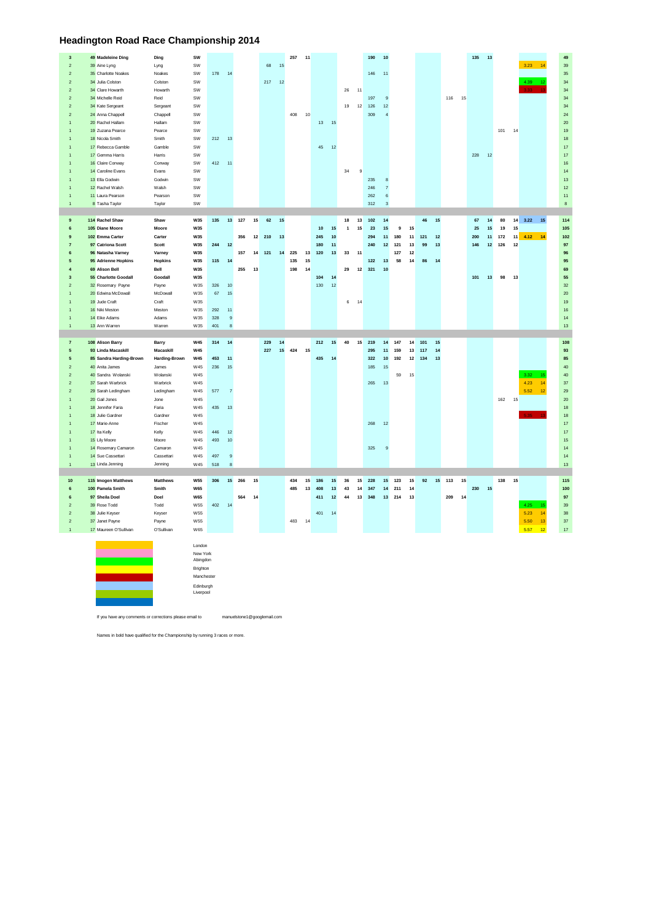# Headington Road Race Championship 2014

| | | | | | | | | | | | | | | | | | | | | | | | | | | | | | | | |
|---|---|---|---|---|---|---|---|---|---|---|---|---|---|---|---|---|---|---|---|---|---|---|---|---|---|---|---|---|---|---|---|
| 3 | 49 | **Madeleine Ding** | **Ding** | **SW** | | | | | | | 257 | 11 | | | | | 190 | 10 | | | | | | | 135 | 13 | | | | | 49 |
| 2 | 39 | Aine Lyng | Lyng | SW | | | | | 68 | 15 | | | | | | | | | | | | | | | | | | | 3.23 | 14 | 39 |
| 2 | 35 | Charlotte Noakes | Noakes | SW | 178 | 14 | | | | | | | | | | | 146 | 11 | | | | | | | | | | | | | 35 |
| 2 | 34 | Julia Colston | Colston | SW | | | | | 217 | 12 | | | | | | | | | | | | | | | | | | | 4.39 | 12 | 34 |
| 2 | 34 | Clare Howarth | Howarth | SW | | | | | | | | | | | 26 | 11 | | | | | | | | | | | | | 3.33 | 12 | 34 |
| 2 | 34 | Michelle Reid | Reid | SW | | | | | | | | | | | | | 197 | 9 | | | | | 116 | 15 | | | | | | | 34 |
| 2 | 34 | Kate Sergeant | Sergeant | SW | | | | | | | | | | | 19 | 12 | 126 | 12 | | | | | | | | | | | | | 34 |
| 2 | 24 | Anna Chappell | Chappell | SW | | | | | | | 408 | 10 | | | | | 309 | 4 | | | | | | | | | | | | | 24 |
| 1 | 20 | Rachel Hallam | Hallam | SW | | | | | | | | | 13 | 15 | | | | | | | | | | | | | | | | | 20 |
| 1 | 19 | Zuzana Pearce | Pearce | SW | | | | | | | | | | | | | | | | | | | | | | | 101 | 14 | | | 19 |
| 1 | 18 | Nicola Smith | Smith | SW | 212 | 13 | | | | | | | | | | | | | | | | | | | | | | | | | 18 |
| 1 | 17 | Rebecca Gamble | Gamble | SW | | | | | | | | | 45 | 12 | | | | | | | | | | | | | | | | | 17 |
| 1 | 17 | Gemma Harris | Harris | SW | | | | | | | | | | | | | | | | | | | | | 228 | 12 | | | | | 17 |
| 1 | 16 | Claire Conway | Conway | SW | 412 | 11 | | | | | | | | | | | | | | | | | | | | | | | | | 16 |
| 1 | 14 | Caroline Evans | Evans | SW | | | | | | | | | | | 34 | 9 | | | | | | | | | | | | | | | 14 |
| 1 | 13 | Ella Godwin | Godwin | SW | | | | | | | | | | | | | 235 | 8 | | | | | | | | | | | | | 13 |
| 1 | 12 | Rachel Walsh | Walsh | SW | | | | | | | | | | | | | 246 | 7 | | | | | | | | | | | | | 12 |
| 1 | 11 | Laura Pearson | Pearson | SW | | | | | | | | | | | | | 262 | 6 | | | | | | | | | | | | | 11 |
| 1 | 8 | Tasha Taylor | Taylor | SW | | | | | | | | | | | | | 312 | 3 | | | | | | | | | | | | | 8 |
| | | | | | | | | | | | | | | | | | | | | | | | | | | | | | | | |
| 9 | 114 | **Rachel Shaw** | **Shaw** | **W35** | 135 | 13 | 127 | 15 | 62 | 15 | | | 10 | 15 | 18 | 13 | 102 | 14 | | | 46 | 15 | | | 67 | 14 | 80 | 14 | 3.22 | 15 | 114 |
| 6 | 105 | **Diane Moore** | **Moore** | **W35** | | | | | | | | | 10 | 15 | 1 | 15 | 23 | 15 | 9 | 15 | | | | | 25 | 15 | 19 | 15 | | | 105 |
| 9 | 102 | **Emma Carter** | **Carter** | **W35** | | | 356 | 12 | 210 | 13 | | | 245 | 10 | | | 294 | 11 | 180 | 11 | 121 | 12 | | | 200 | 11 | 172 | 11 | 4.12 | 14 | 102 |
| 7 | 97 | **Catriona Scott** | **Scott** | **W35** | 244 | 12 | | | | | | | 180 | 11 | | | 240 | 12 | 121 | 13 | 99 | 13 | | | 146 | 12 | 126 | 12 | | | 97 |
| 6 | 96 | **Natasha Varney** | **Varney** | **W35** | | | 157 | 14 | 121 | 14 | 225 | 13 | 120 | 13 | 33 | 11 | | | 127 | 12 | | | | | | | | | | | 96 |
| 5 | 95 | **Adrienne Hopkins** | **Hopkins** | **W35** | 115 | 14 | | | | | 135 | 15 | | | | | 122 | 13 | 58 | 14 | 86 | 14 | | | | | | | | | 95 |
| 4 | 69 | **Alison Bell** | **Bell** | **W35** | | | 255 | 13 | | | 198 | 14 | | | 29 | 12 | 321 | 10 | | | | | | | | | | | | | 69 |
| 3 | 55 | **Charlotte Goodall** | **Goodall** | **W35** | | | | | | | | | 104 | 14 | | | | | | | | | | | 101 | 13 | 98 | 13 | | | 55 |
| 2 | 32 | Rosemary Payne | Payne | W35 | 326 | 10 | | | | | | | 130 | 12 | | | | | | | | | | | | | | | | | 32 |
| 1 | 20 | Edwina McDowall | McDowall | W35 | 67 | 15 | | | | | | | | | | | | | | | | | | | | | | | | | 20 |
| 1 | 19 | Jude Craft | Craft | W35 | | | | | | | | | | | 6 | 14 | | | | | | | | | | | | | | | 19 |
| 1 | 16 | Niki Meston | Meston | W35 | 292 | 11 | | | | | | | | | | | | | | | | | | | | | | | | | 16 |
| 1 | 14 | Eike Adams | Adams | W35 | 328 | 9 | | | | | | | | | | | | | | | | | | | | | | | | | 14 |
| 1 | 13 | Ann Warren | Warren | W35 | 401 | 8 | | | | | | | | | | | | | | | | | | | | | | | | | 13 |
| | | | | | | | | | | | | | | | | | | | | | | | | | | | | | | | |
| 7 | 108 | **Alison Barry** | **Barry** | **W45** | 314 | 14 | | | 229 | 14 | | | 212 | 15 | 40 | 15 | 219 | 14 | 147 | 14 | 101 | 15 | | | | | | | | | 108 |
| 5 | 93 | **Linda Macaskill** | **Macaskill** | **W45** | | | | | 227 | 15 | 424 | 15 | | | | | 295 | 11 | 159 | 13 | 117 | 14 | | | | | | | | | 93 |
| 5 | 85 | **Sandra Harding-Brown** | **Harding-Brown** | **W45** | 453 | 11 | | | | | | | 435 | 14 | | | 322 | 10 | 192 | 12 | 134 | 13 | | | | | | | | | 85 |
| 2 | 40 | Anita James | James | W45 | 236 | 15 | | | | | | | | | | | 185 | 15 | | | | | | | | | | | | | 40 |
| 2 | 40 | Sandra Wolanski | Wolanski | W45 | | | | | | | | | | | | | | | 59 | 15 | | | | | | | | | 3.32 | 15 | 40 |
| 2 | 37 | Sarah Warbrick | Warbrick | W45 | | | | | | | | | | | | | 265 | 13 | | | | | | | | | | | 4.23 | 14 | 37 |
| 2 | 29 | Sarah Ledingham | Ledingham | W45 | 577 | 7 | | | | | | | | | | | | | | | | | | | | | | | 5.52 | 12 | 29 |
| 1 | 20 | Gail Jones | Jone | W45 | | | | | | | | | | | | | | | | | | | | | | | 162 | 15 | | | 20 |
| 1 | 18 | Jennifer Faria | Faria | W45 | 435 | 13 | | | | | | | | | | | | | | | | | | | | | | | | | 18 |
| 1 | 18 | Julie Gardner | Gardner | W45 | | | | | | | | | | | | | | | | | | | | | | | | | 5.35 | 13 | 18 |
| 1 | 17 | Marie-Anne | Fischer | W45 | | | | | | | | | | | | | 268 | 12 | | | | | | | | | | | | | 17 |
| 1 | 17 | Ita Kelly | Kelly | W45 | 446 | 12 | | | | | | | | | | | | | | | | | | | | | | | | | 17 |
| 1 | 15 | Lily Moore | Moore | W45 | 493 | 10 | | | | | | | | | | | | | | | | | | | | | | | | | 15 |
| 1 | 14 | Rosemary Camaron | Camaron | W45 | | | | | | | | | | | | | 325 | 9 | | | | | | | | | | | | | 14 |
| 1 | 14 | Sue Cassettari | Cassettari | W45 | 497 | 9 | | | | | | | | | | | | | | | | | | | | | | | | | 14 |
| 1 | 13 | Linda Jenning | Jenning | W45 | 518 | 8 | | | | | | | | | | | | | | | | | | | | | | | | | 13 |
| | | | | | | | | | | | | | | | | | | | | | | | | | | | | | | | |
| 10 | 115 | **Imogen Matthews** | **Matthews** | **W55** | 306 | 15 | 266 | 15 | | | 434 | 15 | 186 | 15 | 36 | 15 | 228 | 15 | 123 | 15 | 92 | 15 | 113 | 15 | | | 138 | 15 | | | 115 |
| 6 | 100 | **Pamela Smith** | **Smith** | **W65** | | | | | | | 485 | 13 | 408 | 13 | 43 | 14 | 347 | 14 | 211 | 14 | | | | | 230 | 15 | | | | | 100 |
| 6 | 97 | **Sheila Doel** | **Doel** | **W65** | | | 564 | 14 | | | | | 411 | 12 | 44 | 13 | 348 | 13 | 214 | 13 | | | 209 | 14 | | | | | | | 97 |
| 2 | 39 | Rose Todd | Todd | W55 | 402 | 14 | | | | | | | | | | | | | | | | | | | | | | | 4.25 | 15 | 39 |
| 2 | 38 | Julie Keyser | Keyser | W55 | | | | | | | | | 401 | 14 | | | | | | | | | | | | | | | 5.23 | 14 | 38 |
| 2 | 37 | Janet Payne | Payne | W55 | | | | | | | 483 | 14 | | | | | | | | | | | | | | | | | 5.50 | 13 | 37 |
| 1 | 17 | Maureen O'Sullivan | O'Sullivan | W65 | | | | | | | | | | | | | | | | | | | | | | | | | 5.57 | 12 | 17 |

London
New York
Abingdon
Brighton
Manchester
Edinburgh
Liverpool

If you have any comments or corrections please email to manuelstone1@googlemail.com

Names in bold have qualified for the Championship by running 3 races or more.